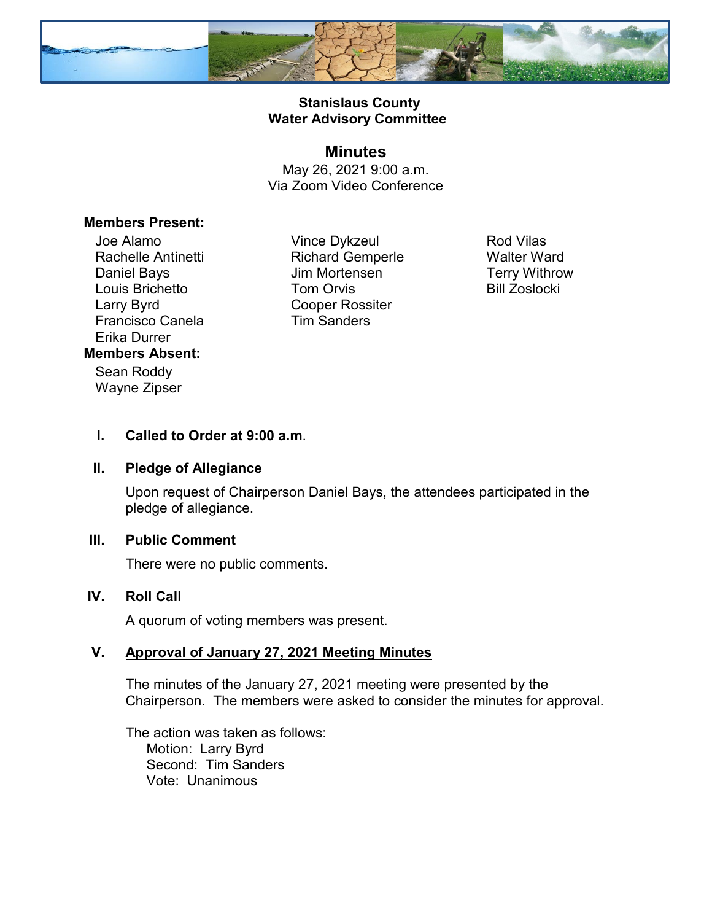**Stanislaus County**
**Water Advisory Committee**

# Minutes

May 26, 2021 9:00 a.m.
Via Zoom Video Conference

**Members Present:**

Joe Alamo
Rachelle Antinetti
Daniel Bays
Louis Brichetto
Larry Byrd
Francisco Canela
Erika Durrer
Vince Dykzeul
Richard Gemperle
Jim Mortensen
Tom Orvis
Cooper Rossiter
Tim Sanders
Rod Vilas
Walter Ward
Terry Withrow
Bill Zoslocki

**Members Absent:**

Sean Roddy
Wayne Zipser

**I. Called to Order at 9:00 a.m.**

**II. Pledge of Allegiance**

Upon request of Chairperson Daniel Bays, the attendees participated in the pledge of allegiance.

**III. Public Comment**

There were no public comments.

**IV. Roll Call**

A quorum of voting members was present.

**V. Approval of January 27, 2021 Meeting Minutes**

The minutes of the January 27, 2021 meeting were presented by the Chairperson. The members were asked to consider the minutes for approval.

The action was taken as follows:
Motion: Larry Byrd
Second: Tim Sanders
Vote: Unanimous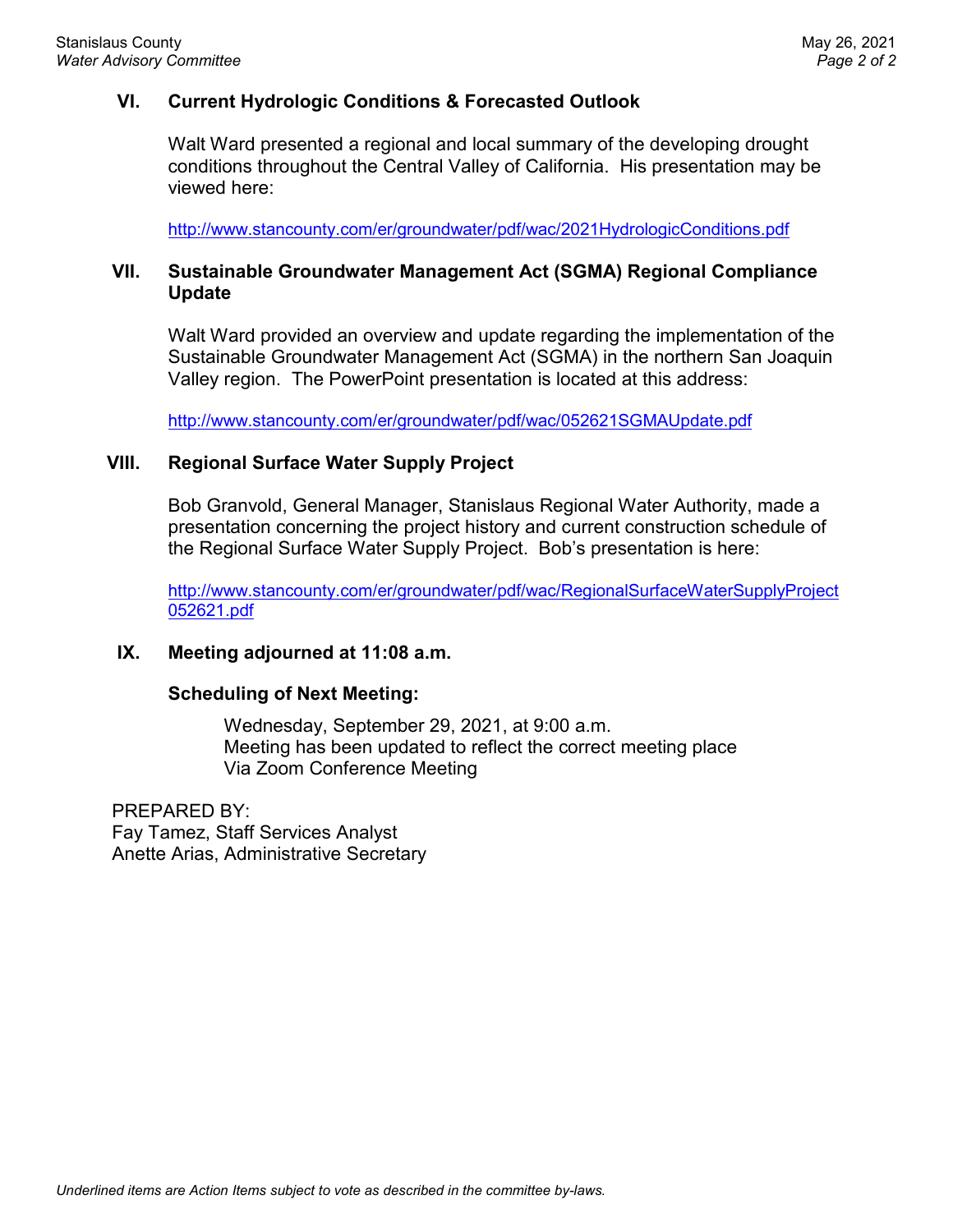## VI. Current Hydrologic Conditions & Forecasted Outlook

Walt Ward presented a regional and local summary of the developing drought conditions throughout the Central Valley of California. His presentation may be viewed here:

http://www.stancounty.com/er/groundwater/pdf/wac/2021HydrologicConditions.pdf

## VII. Sustainable Groundwater Management Act (SGMA) Regional Compliance Update

Walt Ward provided an overview and update regarding the implementation of the Sustainable Groundwater Management Act (SGMA) in the northern San Joaquin Valley region. The PowerPoint presentation is located at this address:

http://www.stancounty.com/er/groundwater/pdf/wac/052621SGMAUpdate.pdf

## VIII. Regional Surface Water Supply Project

Bob Granvold, General Manager, Stanislaus Regional Water Authority, made a presentation concerning the project history and current construction schedule of the Regional Surface Water Supply Project. Bob's presentation is here:

http://www.stancounty.com/er/groundwater/pdf/wac/RegionalSurfaceWaterSupplyProject052621.pdf

## IX. Meeting adjourned at 11:08 a.m.

**Scheduling of Next Meeting:**

Wednesday, September 29, 2021, at 9:00 a.m.
Meeting has been updated to reflect the correct meeting place
Via Zoom Conference Meeting

PREPARED BY:
Fay Tamez, Staff Services Analyst
Anette Arias, Administrative Secretary

*Underlined items are Action Items subject to vote as described in the committee by-laws.*